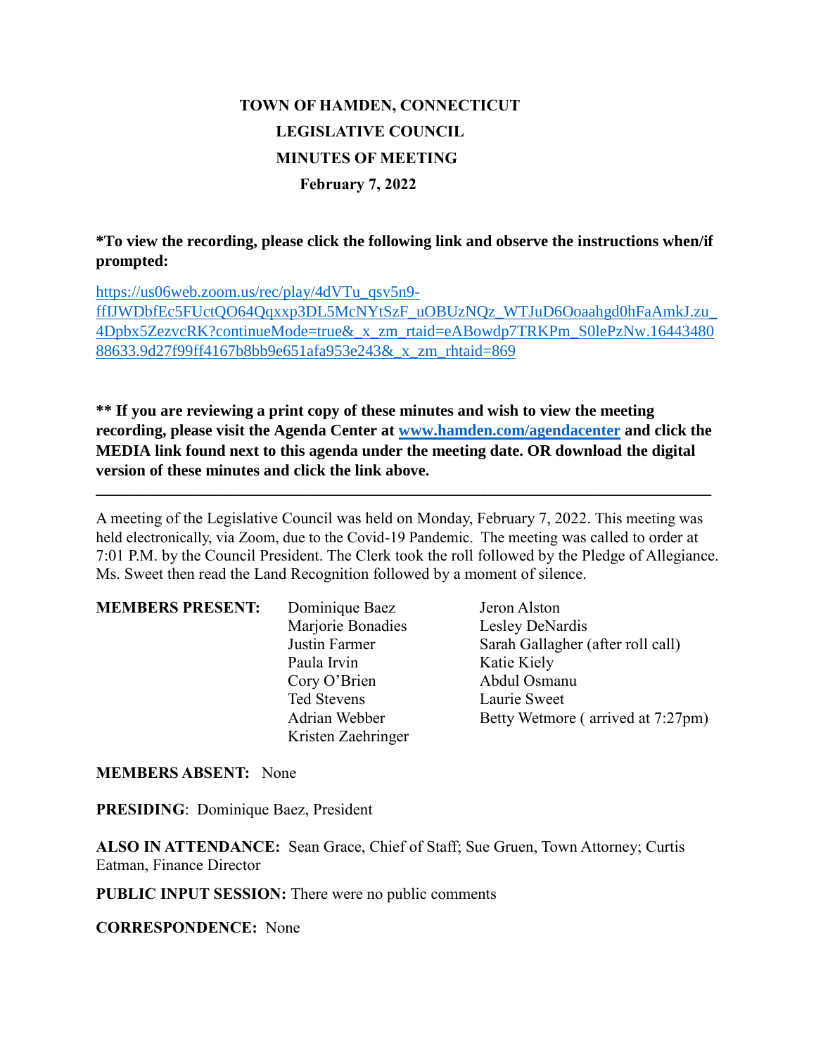# TOWN OF HAMDEN, CONNECTICUT
## LEGISLATIVE COUNCIL
## MINUTES OF MEETING
### February 7, 2022

**\*To view the recording, please click the following link and observe the instructions when/if prompted:**

[https://us06web.zoom.us/rec/play/4dVTu_qsv5n9-ffIJWDbfEc5FUctQO64Qqxxp3DL5McNYtSzF_uOBUzNQz_WTJuD6Ooaahgd0hFaAmkJ.zu_4Dpbx5ZezvcRK?continueMode=true&_x_zm_rtaid=eABowdp7TRKPm_S0lePzNw.1644348088633.9d27f99ff4167b8bb9e651afa953e243&_x_zm_rhtaid=869](https://us06web.zoom.us/rec/play/4dVTu_qsv5n9-ffIJWDbfEc5FUctQO64Qqxxp3DL5McNYtSzF_uOBUzNQz_WTJuD6Ooaahgd0hFaAmkJ.zu_4Dpbx5ZezvcRK?continueMode=true&_x_zm_rtaid=eABowdp7TRKPm_S0lePzNw.1644348088633.9d27f99ff4167b8bb9e651afa953e243&_x_zm_rhtaid=869)

**\*\* If you are reviewing a print copy of these minutes and wish to view the meeting recording, please visit the Agenda Center at [www.hamden.com/agendacenter](http://www.hamden.com/agendacenter) and click the MEDIA link found next to this agenda under the meeting date. OR download the digital version of these minutes and click the link above.**

---

A meeting of the Legislative Council was held on Monday, February 7, 2022. This meeting was held electronically, via Zoom, due to the Covid-19 Pandemic. The meeting was called to order at 7:01 P.M. by the Council President. The Clerk took the roll followed by the Pledge of Allegiance. Ms. Sweet then read the Land Recognition followed by a moment of silence.

**MEMBERS PRESENT:**

- Dominique Baez
- Jeron Alston
- Marjorie Bonadies
- Lesley DeNardis
- Justin Farmer
- Sarah Gallagher (after roll call)
- Paula Irvin
- Katie Kiely
- Cory O'Brien
- Abdul Osmanu
- Ted Stevens
- Laurie Sweet
- Adrian Webber
- Betty Wetmore ( arrived at 7:27pm)
- Kristen Zaehringer

**MEMBERS ABSENT:** None

**PRESIDING**: Dominique Baez, President

**ALSO IN ATTENDANCE:** Sean Grace, Chief of Staff; Sue Gruen, Town Attorney; Curtis Eatman, Finance Director

**PUBLIC INPUT SESSION:** There were no public comments

**CORRESPONDENCE:** None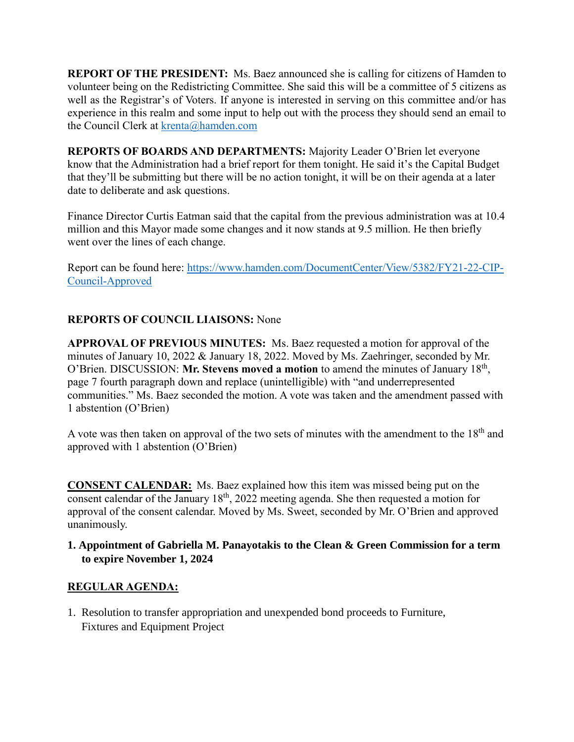**REPORT OF THE PRESIDENT:** Ms. Baez announced she is calling for citizens of Hamden to volunteer being on the Redistricting Committee. She said this will be a committee of 5 citizens as well as the Registrar's of Voters. If anyone is interested in serving on this committee and/or has experience in this realm and some input to help out with the process they should send an email to the Council Clerk at [krenta@hamden.com](mailto:krenta@hamden.com)

**REPORTS OF BOARDS AND DEPARTMENTS:** Majority Leader O'Brien let everyone know that the Administration had a brief report for them tonight. He said it's the Capital Budget that they'll be submitting but there will be no action tonight, it will be on their agenda at a later date to deliberate and ask questions.

Finance Director Curtis Eatman said that the capital from the previous administration was at 10.4 million and this Mayor made some changes and it now stands at 9.5 million. He then briefly went over the lines of each change.

Report can be found here: [https://www.hamden.com/DocumentCenter/View/5382/FY21-22-CIP-Council-Approved](https://www.hamden.com/DocumentCenter/View/5382/FY21-22-CIP-Council-Approved)

**REPORTS OF COUNCIL LIAISONS:** None

**APPROVAL OF PREVIOUS MINUTES:** Ms. Baez requested a motion for approval of the minutes of January 10, 2022 & January 18, 2022. Moved by Ms. Zaehringer, seconded by Mr. O'Brien. DISCUSSION: **Mr. Stevens moved a motion** to amend the minutes of January 18th, page 7 fourth paragraph down and replace (unintelligible) with "and underrepresented communities." Ms. Baez seconded the motion. A vote was taken and the amendment passed with 1 abstention (O'Brien)

A vote was then taken on approval of the two sets of minutes with the amendment to the 18th and approved with 1 abstention (O'Brien)

**CONSENT CALENDAR:** Ms. Baez explained how this item was missed being put on the consent calendar of the January 18th, 2022 meeting agenda. She then requested a motion for approval of the consent calendar. Moved by Ms. Sweet, seconded by Mr. O'Brien and approved unanimously.

1. **Appointment of Gabriella M. Panayotakis to the Clean & Green Commission for a term to expire November 1, 2024**

**REGULAR AGENDA:**

1. Resolution to transfer appropriation and unexpended bond proceeds to Furniture, Fixtures and Equipment Project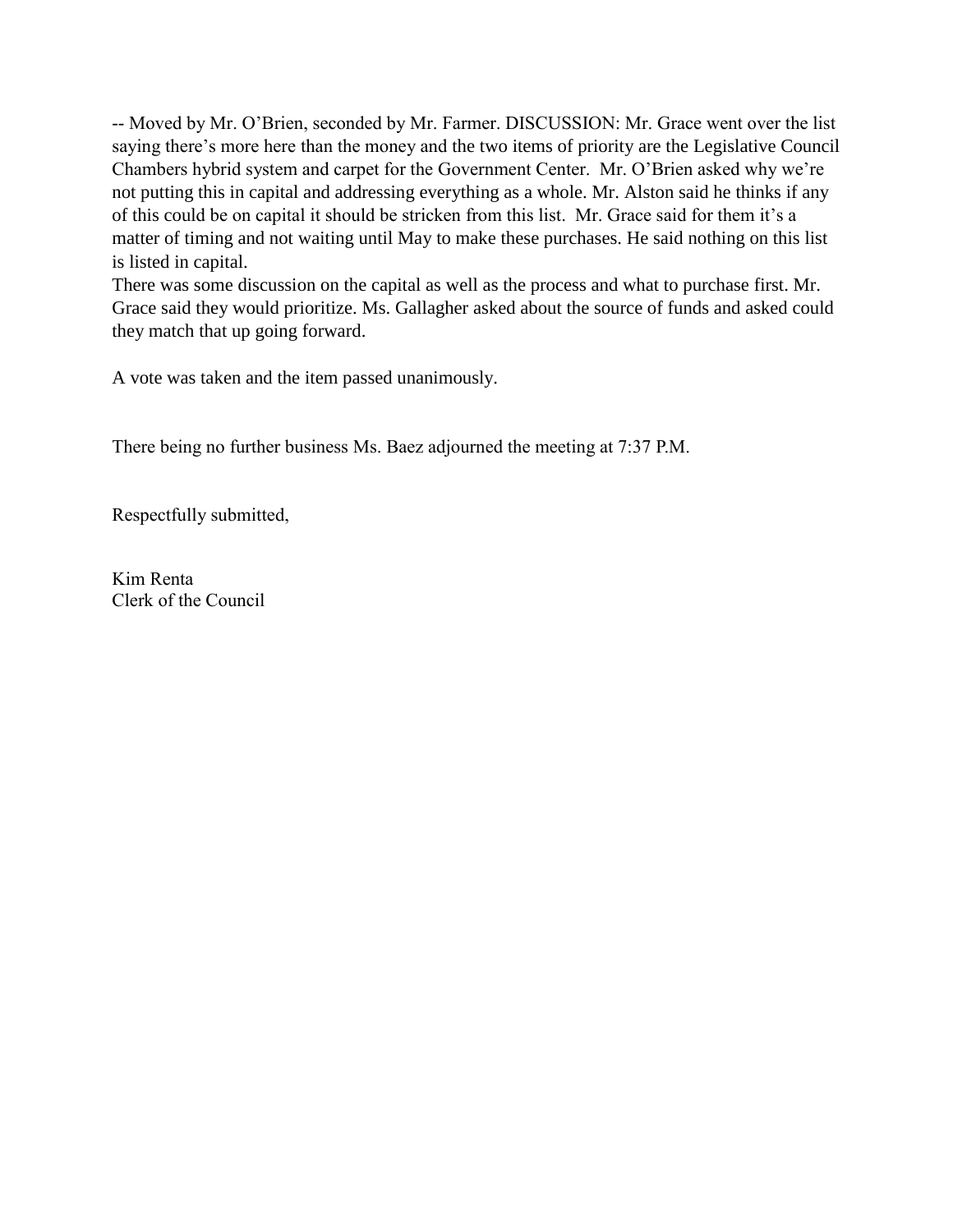-- Moved by Mr. O'Brien, seconded by Mr. Farmer. DISCUSSION: Mr. Grace went over the list saying there's more here than the money and the two items of priority are the Legislative Council Chambers hybrid system and carpet for the Government Center. Mr. O'Brien asked why we're not putting this in capital and addressing everything as a whole. Mr. Alston said he thinks if any of this could be on capital it should be stricken from this list. Mr. Grace said for them it's a matter of timing and not waiting until May to make these purchases. He said nothing on this list is listed in capital.
There was some discussion on the capital as well as the process and what to purchase first. Mr. Grace said they would prioritize. Ms. Gallagher asked about the source of funds and asked could they match that up going forward.

A vote was taken and the item passed unanimously.

There being no further business Ms. Baez adjourned the meeting at 7:37 P.M.

Respectfully submitted,

Kim Renta
Clerk of the Council